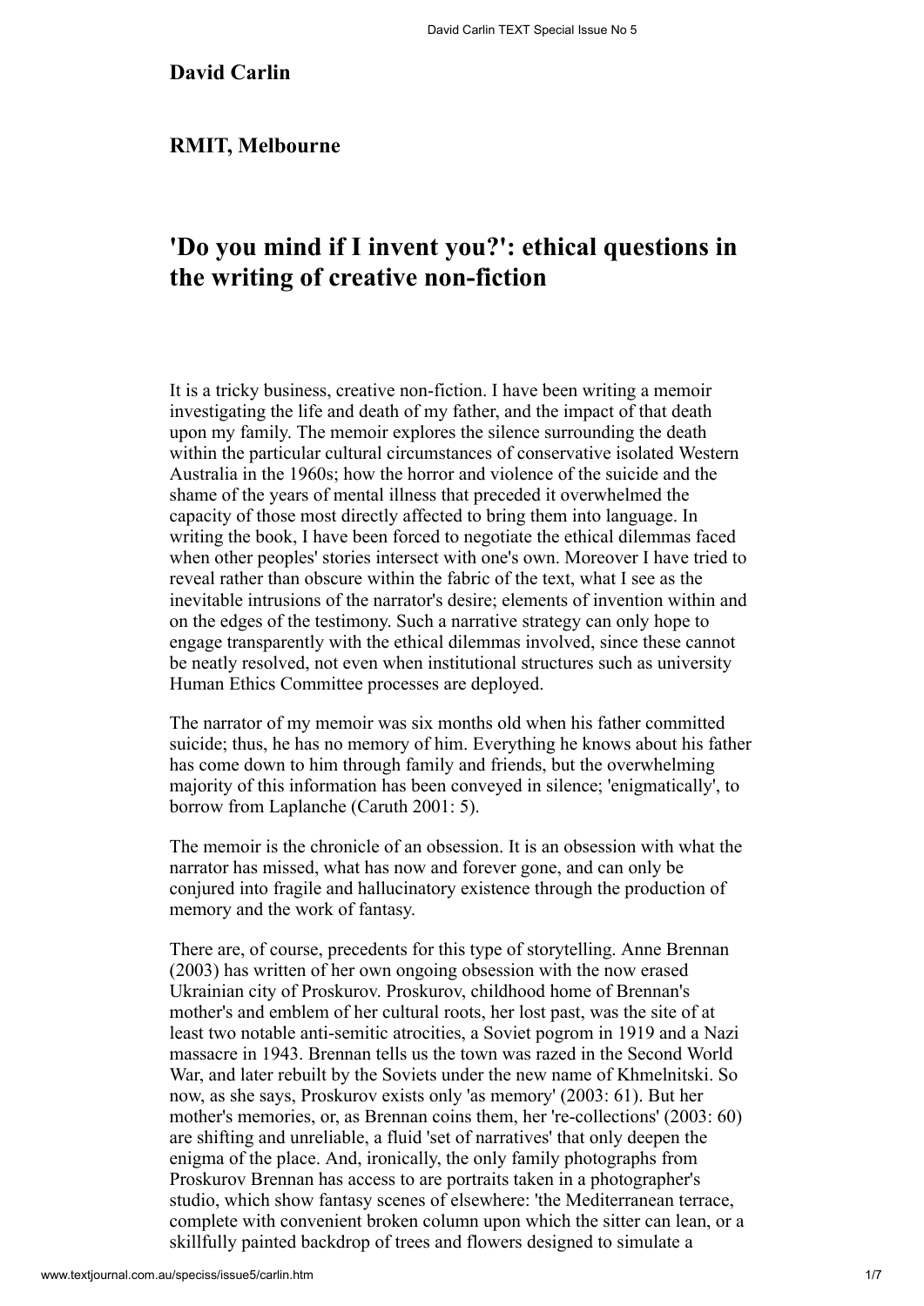**David Carlin**

**RMIT, Melbourne**

# 'Do you mind if I invent you?': ethical questions in the writing of creative non-fiction

It is a tricky business, creative non-fiction. I have been writing a memoir investigating the life and death of my father, and the impact of that death upon my family. The memoir explores the silence surrounding the death within the particular cultural circumstances of conservative isolated Western Australia in the 1960s; how the horror and violence of the suicide and the shame of the years of mental illness that preceded it overwhelmed the capacity of those most directly affected to bring them into language. In writing the book, I have been forced to negotiate the ethical dilemmas faced when other peoples' stories intersect with one's own. Moreover I have tried to reveal rather than obscure within the fabric of the text, what I see as the inevitable intrusions of the narrator's desire; elements of invention within and on the edges of the testimony. Such a narrative strategy can only hope to engage transparently with the ethical dilemmas involved, since these cannot be neatly resolved, not even when institutional structures such as university Human Ethics Committee processes are deployed.

The narrator of my memoir was six months old when his father committed suicide; thus, he has no memory of him. Everything he knows about his father has come down to him through family and friends, but the overwhelming majority of this information has been conveyed in silence; 'enigmatically', to borrow from Laplanche (Caruth 2001: 5).

The memoir is the chronicle of an obsession. It is an obsession with what the narrator has missed, what has now and forever gone, and can only be conjured into fragile and hallucinatory existence through the production of memory and the work of fantasy.

There are, of course, precedents for this type of storytelling. Anne Brennan (2003) has written of her own ongoing obsession with the now erased Ukrainian city of Proskurov. Proskurov, childhood home of Brennan's mother's and emblem of her cultural roots, her lost past, was the site of at least two notable anti-semitic atrocities, a Soviet pogrom in 1919 and a Nazi massacre in 1943. Brennan tells us the town was razed in the Second World War, and later rebuilt by the Soviets under the new name of Khmelnitski. So now, as she says, Proskurov exists only 'as memory' (2003: 61). But her mother's memories, or, as Brennan coins them, her 're-collections' (2003: 60) are shifting and unreliable, a fluid 'set of narratives' that only deepen the enigma of the place. And, ironically, the only family photographs from Proskurov Brennan has access to are portraits taken in a photographer's studio, which show fantasy scenes of elsewhere: 'the Mediterranean terrace, complete with convenient broken column upon which the sitter can lean, or a skillfully painted backdrop of trees and flowers designed to simulate a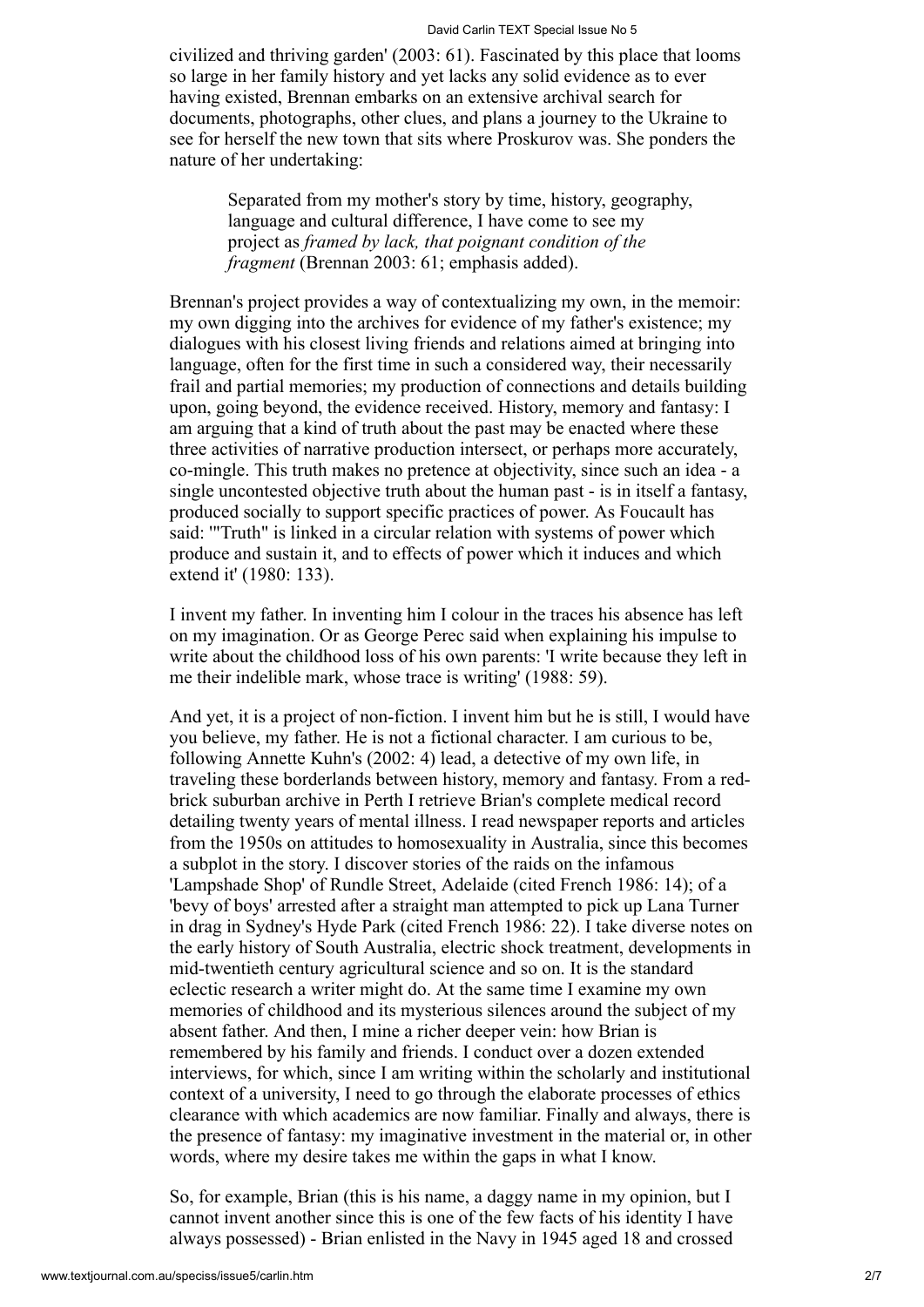civilized and thriving garden' (2003: 61). Fascinated by this place that looms so large in her family history and yet lacks any solid evidence as to ever having existed, Brennan embarks on an extensive archival search for documents, photographs, other clues, and plans a journey to the Ukraine to see for herself the new town that sits where Proskurov was. She ponders the nature of her undertaking:

> Separated from my mother's story by time, history, geography, language and cultural difference, I have come to see my project as *framed by lack, that poignant condition of the fragment* (Brennan 2003: 61; emphasis added).

Brennan's project provides a way of contextualizing my own, in the memoir: my own digging into the archives for evidence of my father's existence; my dialogues with his closest living friends and relations aimed at bringing into language, often for the first time in such a considered way, their necessarily frail and partial memories; my production of connections and details building upon, going beyond, the evidence received. History, memory and fantasy: I am arguing that a kind of truth about the past may be enacted where these three activities of narrative production intersect, or perhaps more accurately, co-mingle. This truth makes no pretence at objectivity, since such an idea - a single uncontested objective truth about the human past - is in itself a fantasy, produced socially to support specific practices of power. As Foucault has said: '"Truth" is linked in a circular relation with systems of power which produce and sustain it, and to effects of power which it induces and which extend it' (1980: 133).

I invent my father. In inventing him I colour in the traces his absence has left on my imagination. Or as George Perec said when explaining his impulse to write about the childhood loss of his own parents: 'I write because they left in me their indelible mark, whose trace is writing' (1988: 59).

And yet, it is a project of non-fiction. I invent him but he is still, I would have you believe, my father. He is not a fictional character. I am curious to be, following Annette Kuhn's (2002: 4) lead, a detective of my own life, in traveling these borderlands between history, memory and fantasy. From a red-brick suburban archive in Perth I retrieve Brian's complete medical record detailing twenty years of mental illness. I read newspaper reports and articles from the 1950s on attitudes to homosexuality in Australia, since this becomes a subplot in the story. I discover stories of the raids on the infamous 'Lampshade Shop' of Rundle Street, Adelaide (cited French 1986: 14); of a 'bevy of boys' arrested after a straight man attempted to pick up Lana Turner in drag in Sydney's Hyde Park (cited French 1986: 22). I take diverse notes on the early history of South Australia, electric shock treatment, developments in mid-twentieth century agricultural science and so on. It is the standard eclectic research a writer might do. At the same time I examine my own memories of childhood and its mysterious silences around the subject of my absent father. And then, I mine a richer deeper vein: how Brian is remembered by his family and friends. I conduct over a dozen extended interviews, for which, since I am writing within the scholarly and institutional context of a university, I need to go through the elaborate processes of ethics clearance with which academics are now familiar. Finally and always, there is the presence of fantasy: my imaginative investment in the material or, in other words, where my desire takes me within the gaps in what I know.

So, for example, Brian (this is his name, a daggy name in my opinion, but I cannot invent another since this is one of the few facts of his identity I have always possessed) - Brian enlisted in the Navy in 1945 aged 18 and crossed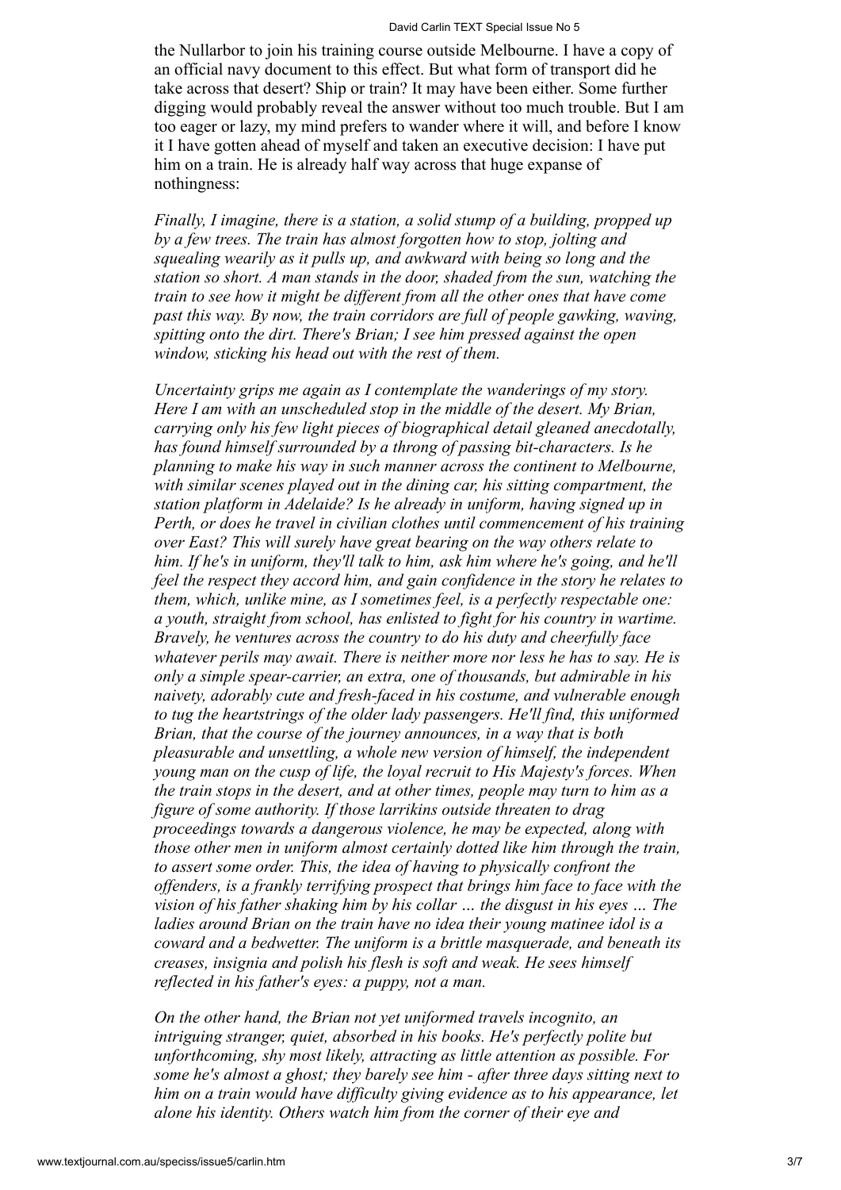the Nullarbor to join his training course outside Melbourne. I have a copy of an official navy document to this effect. But what form of transport did he take across that desert? Ship or train? It may have been either. Some further digging would probably reveal the answer without too much trouble. But I am too eager or lazy, my mind prefers to wander where it will, and before I know it I have gotten ahead of myself and taken an executive decision: I have put him on a train. He is already half way across that huge expanse of nothingness:

*Finally, I imagine, there is a station, a solid stump of a building, propped up by a few trees. The train has almost forgotten how to stop, jolting and squealing wearily as it pulls up, and awkward with being so long and the station so short. A man stands in the door, shaded from the sun, watching the train to see how it might be different from all the other ones that have come past this way. By now, the train corridors are full of people gawking, waving, spitting onto the dirt. There's Brian; I see him pressed against the open window, sticking his head out with the rest of them.*

*Uncertainty grips me again as I contemplate the wanderings of my story. Here I am with an unscheduled stop in the middle of the desert. My Brian, carrying only his few light pieces of biographical detail gleaned anecdotally, has found himself surrounded by a throng of passing bit-characters. Is he planning to make his way in such manner across the continent to Melbourne, with similar scenes played out in the dining car, his sitting compartment, the station platform in Adelaide? Is he already in uniform, having signed up in Perth, or does he travel in civilian clothes until commencement of his training over East? This will surely have great bearing on the way others relate to him. If he's in uniform, they'll talk to him, ask him where he's going, and he'll feel the respect they accord him, and gain confidence in the story he relates to them, which, unlike mine, as I sometimes feel, is a perfectly respectable one: a youth, straight from school, has enlisted to fight for his country in wartime. Bravely, he ventures across the country to do his duty and cheerfully face whatever perils may await. There is neither more nor less he has to say. He is only a simple spear-carrier, an extra, one of thousands, but admirable in his naivety, adorably cute and fresh-faced in his costume, and vulnerable enough to tug the heartstrings of the older lady passengers. He'll find, this uniformed Brian, that the course of the journey announces, in a way that is both pleasurable and unsettling, a whole new version of himself, the independent young man on the cusp of life, the loyal recruit to His Majesty's forces. When the train stops in the desert, and at other times, people may turn to him as a figure of some authority. If those larrikins outside threaten to drag proceedings towards a dangerous violence, he may be expected, along with those other men in uniform almost certainly dotted like him through the train, to assert some order. This, the idea of having to physically confront the offenders, is a frankly terrifying prospect that brings him face to face with the vision of his father shaking him by his collar … the disgust in his eyes … The ladies around Brian on the train have no idea their young matinee idol is a coward and a bedwetter. The uniform is a brittle masquerade, and beneath its creases, insignia and polish his flesh is soft and weak. He sees himself reflected in his father's eyes: a puppy, not a man.*

*On the other hand, the Brian not yet uniformed travels incognito, an intriguing stranger, quiet, absorbed in his books. He's perfectly polite but unforthcoming, shy most likely, attracting as little attention as possible. For some he's almost a ghost; they barely see him - after three days sitting next to him on a train would have difficulty giving evidence as to his appearance, let alone his identity. Others watch him from the corner of their eye and*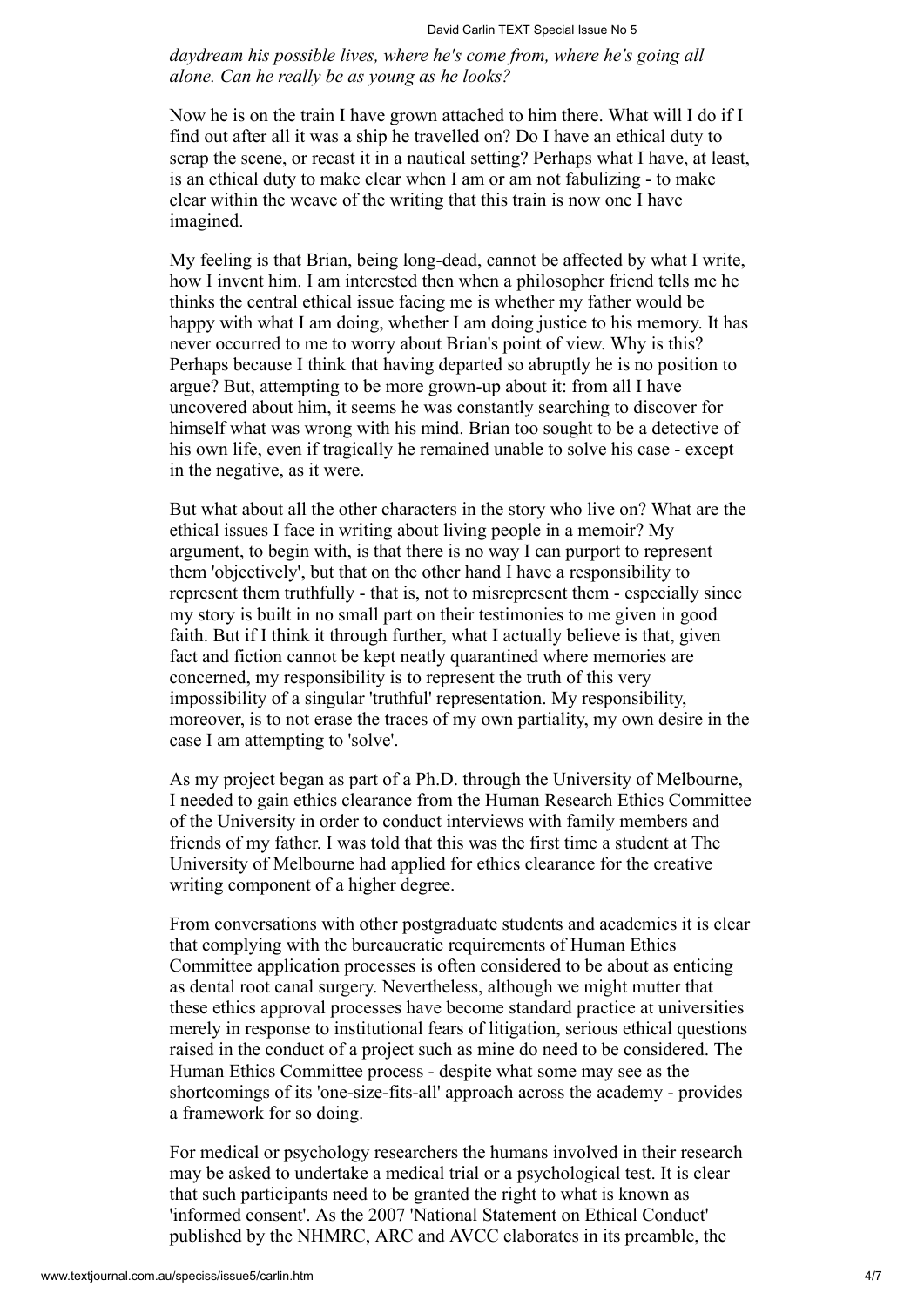*daydream his possible lives, where he's come from, where he's going all alone. Can he really be as young as he looks?*

Now he is on the train I have grown attached to him there. What will I do if I find out after all it was a ship he travelled on? Do I have an ethical duty to scrap the scene, or recast it in a nautical setting? Perhaps what I have, at least, is an ethical duty to make clear when I am or am not fabulizing - to make clear within the weave of the writing that this train is now one I have imagined.

My feeling is that Brian, being long-dead, cannot be affected by what I write, how I invent him. I am interested then when a philosopher friend tells me he thinks the central ethical issue facing me is whether my father would be happy with what I am doing, whether I am doing justice to his memory. It has never occurred to me to worry about Brian's point of view. Why is this? Perhaps because I think that having departed so abruptly he is no position to argue? But, attempting to be more grown-up about it: from all I have uncovered about him, it seems he was constantly searching to discover for himself what was wrong with his mind. Brian too sought to be a detective of his own life, even if tragically he remained unable to solve his case - except in the negative, as it were.

But what about all the other characters in the story who live on? What are the ethical issues I face in writing about living people in a memoir? My argument, to begin with, is that there is no way I can purport to represent them 'objectively', but that on the other hand I have a responsibility to represent them truthfully - that is, not to misrepresent them - especially since my story is built in no small part on their testimonies to me given in good faith. But if I think it through further, what I actually believe is that, given fact and fiction cannot be kept neatly quarantined where memories are concerned, my responsibility is to represent the truth of this very impossibility of a singular 'truthful' representation. My responsibility, moreover, is to not erase the traces of my own partiality, my own desire in the case I am attempting to 'solve'.

As my project began as part of a Ph.D. through the University of Melbourne, I needed to gain ethics clearance from the Human Research Ethics Committee of the University in order to conduct interviews with family members and friends of my father. I was told that this was the first time a student at The University of Melbourne had applied for ethics clearance for the creative writing component of a higher degree.

From conversations with other postgraduate students and academics it is clear that complying with the bureaucratic requirements of Human Ethics Committee application processes is often considered to be about as enticing as dental root canal surgery. Nevertheless, although we might mutter that these ethics approval processes have become standard practice at universities merely in response to institutional fears of litigation, serious ethical questions raised in the conduct of a project such as mine do need to be considered. The Human Ethics Committee process - despite what some may see as the shortcomings of its 'one-size-fits-all' approach across the academy - provides a framework for so doing.

For medical or psychology researchers the humans involved in their research may be asked to undertake a medical trial or a psychological test. It is clear that such participants need to be granted the right to what is known as 'informed consent'. As the 2007 'National Statement on Ethical Conduct' published by the NHMRC, ARC and AVCC elaborates in its preamble, the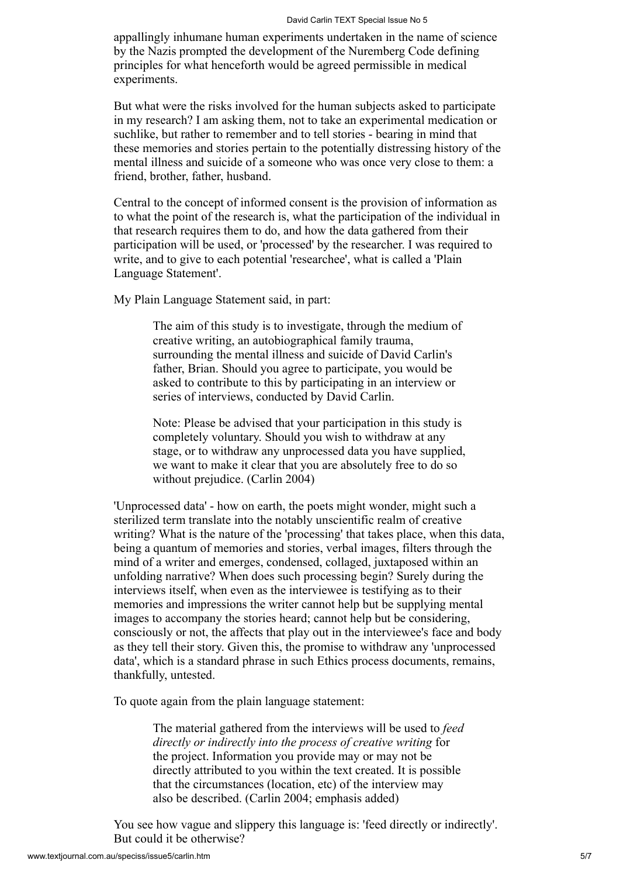appallingly inhumane human experiments undertaken in the name of science by the Nazis prompted the development of the Nuremberg Code defining principles for what henceforth would be agreed permissible in medical experiments.

But what were the risks involved for the human subjects asked to participate in my research? I am asking them, not to take an experimental medication or suchlike, but rather to remember and to tell stories - bearing in mind that these memories and stories pertain to the potentially distressing history of the mental illness and suicide of a someone who was once very close to them: a friend, brother, father, husband.

Central to the concept of informed consent is the provision of information as to what the point of the research is, what the participation of the individual in that research requires them to do, and how the data gathered from their participation will be used, or 'processed' by the researcher. I was required to write, and to give to each potential 'researchee', what is called a 'Plain Language Statement'.

My Plain Language Statement said, in part:

> The aim of this study is to investigate, through the medium of creative writing, an autobiographical family trauma, surrounding the mental illness and suicide of David Carlin's father, Brian. Should you agree to participate, you would be asked to contribute to this by participating in an interview or series of interviews, conducted by David Carlin.
>
> Note: Please be advised that your participation in this study is completely voluntary. Should you wish to withdraw at any stage, or to withdraw any unprocessed data you have supplied, we want to make it clear that you are absolutely free to do so without prejudice. (Carlin 2004)

'Unprocessed data' - how on earth, the poets might wonder, might such a sterilized term translate into the notably unscientific realm of creative writing? What is the nature of the 'processing' that takes place, when this data, being a quantum of memories and stories, verbal images, filters through the mind of a writer and emerges, condensed, collaged, juxtaposed within an unfolding narrative? When does such processing begin? Surely during the interviews itself, when even as the interviewee is testifying as to their memories and impressions the writer cannot help but be supplying mental images to accompany the stories heard; cannot help but be considering, consciously or not, the affects that play out in the interviewee's face and body as they tell their story. Given this, the promise to withdraw any 'unprocessed data', which is a standard phrase in such Ethics process documents, remains, thankfully, untested.

To quote again from the plain language statement:

> The material gathered from the interviews will be used to *feed directly or indirectly into the process of creative writing* for the project. Information you provide may or may not be directly attributed to you within the text created. It is possible that the circumstances (location, etc) of the interview may also be described. (Carlin 2004; emphasis added)

You see how vague and slippery this language is: 'feed directly or indirectly'. But could it be otherwise?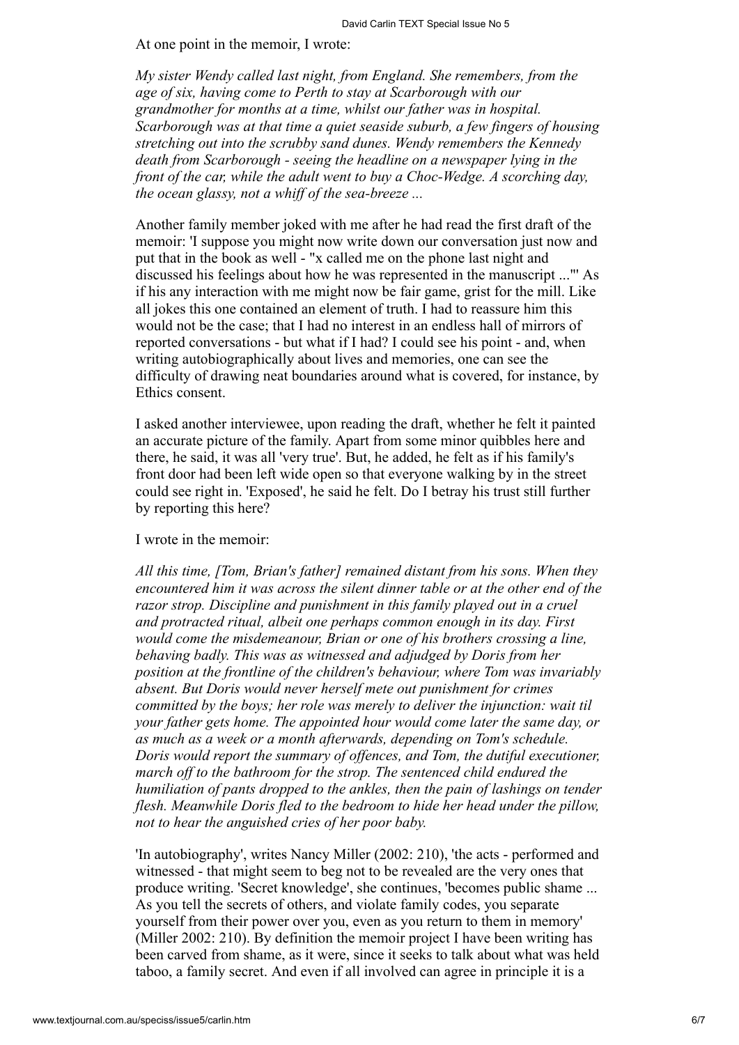At one point in the memoir, I wrote:

*My sister Wendy called last night, from England. She remembers, from the age of six, having come to Perth to stay at Scarborough with our grandmother for months at a time, whilst our father was in hospital. Scarborough was at that time a quiet seaside suburb, a few fingers of housing stretching out into the scrubby sand dunes. Wendy remembers the Kennedy death from Scarborough - seeing the headline on a newspaper lying in the front of the car, while the adult went to buy a Choc-Wedge. A scorching day, the ocean glassy, not a whiff of the sea-breeze ...*

Another family member joked with me after he had read the first draft of the memoir: 'I suppose you might now write down our conversation just now and put that in the book as well - "x called me on the phone last night and discussed his feelings about how he was represented in the manuscript ..."' As if his any interaction with me might now be fair game, grist for the mill. Like all jokes this one contained an element of truth. I had to reassure him this would not be the case; that I had no interest in an endless hall of mirrors of reported conversations - but what if I had? I could see his point - and, when writing autobiographically about lives and memories, one can see the difficulty of drawing neat boundaries around what is covered, for instance, by Ethics consent.

I asked another interviewee, upon reading the draft, whether he felt it painted an accurate picture of the family. Apart from some minor quibbles here and there, he said, it was all 'very true'. But, he added, he felt as if his family's front door had been left wide open so that everyone walking by in the street could see right in. 'Exposed', he said he felt. Do I betray his trust still further by reporting this here?

I wrote in the memoir:

*All this time, [Tom, Brian's father] remained distant from his sons. When they encountered him it was across the silent dinner table or at the other end of the razor strop. Discipline and punishment in this family played out in a cruel and protracted ritual, albeit one perhaps common enough in its day. First would come the misdemeanour, Brian or one of his brothers crossing a line, behaving badly. This was as witnessed and adjudged by Doris from her position at the frontline of the children's behaviour, where Tom was invariably absent. But Doris would never herself mete out punishment for crimes committed by the boys; her role was merely to deliver the injunction: wait til your father gets home. The appointed hour would come later the same day, or as much as a week or a month afterwards, depending on Tom's schedule. Doris would report the summary of offences, and Tom, the dutiful executioner, march off to the bathroom for the strop. The sentenced child endured the humiliation of pants dropped to the ankles, then the pain of lashings on tender flesh. Meanwhile Doris fled to the bedroom to hide her head under the pillow, not to hear the anguished cries of her poor baby.*

'In autobiography', writes Nancy Miller (2002: 210), 'the acts - performed and witnessed - that might seem to beg not to be revealed are the very ones that produce writing. 'Secret knowledge', she continues, 'becomes public shame ... As you tell the secrets of others, and violate family codes, you separate yourself from their power over you, even as you return to them in memory' (Miller 2002: 210). By definition the memoir project I have been writing has been carved from shame, as it were, since it seeks to talk about what was held taboo, a family secret. And even if all involved can agree in principle it is a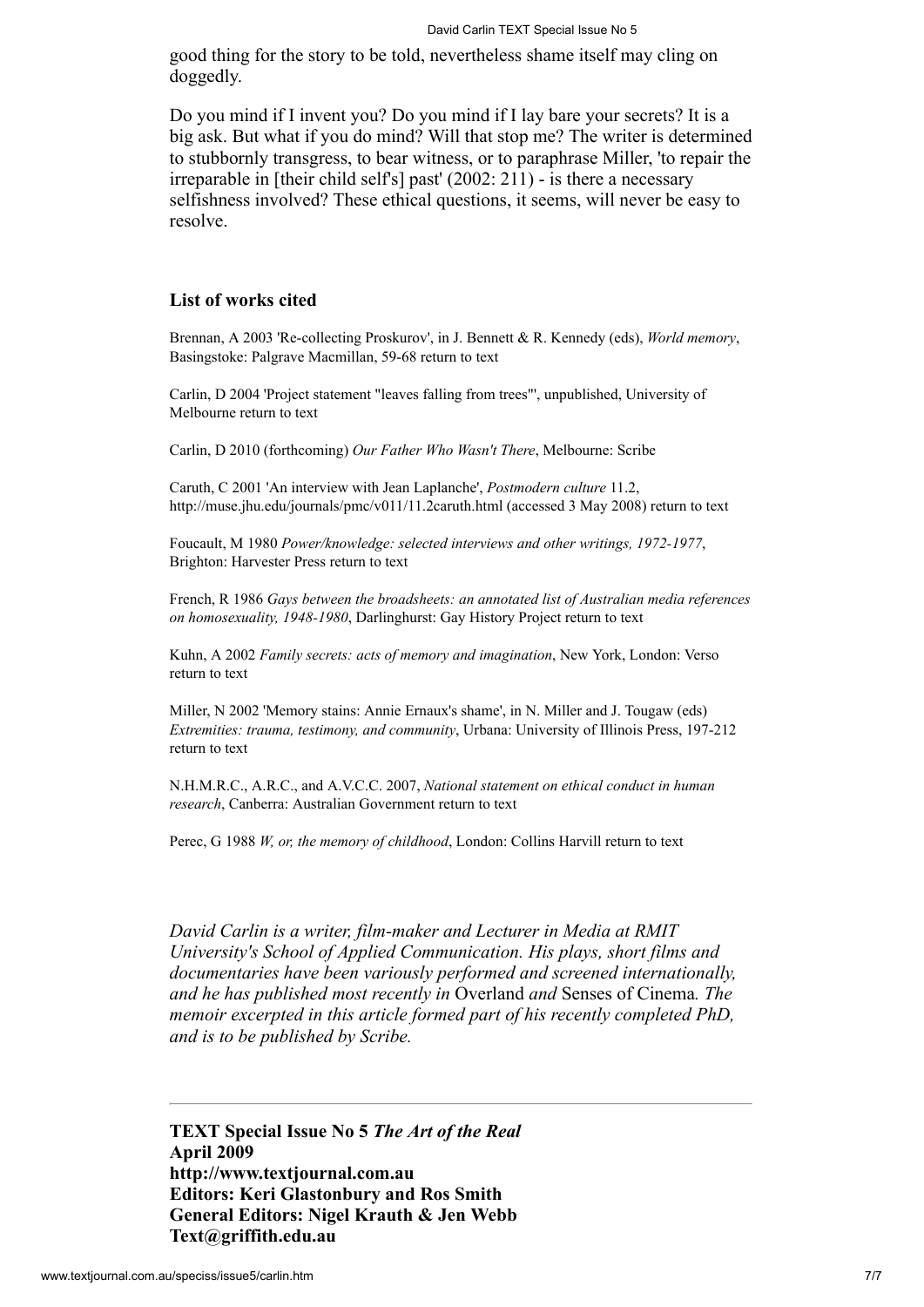good thing for the story to be told, nevertheless shame itself may cling on doggedly.

Do you mind if I invent you? Do you mind if I lay bare your secrets? It is a big ask. But what if you do mind? Will that stop me? The writer is determined to stubbornly transgress, to bear witness, or to paraphrase Miller, 'to repair the irreparable in [their child self's] past' (2002: 211) - is there a necessary selfishness involved? These ethical questions, it seems, will never be easy to resolve.

### List of works cited

Brennan, A 2003 'Re-collecting Proskurov', in J. Bennett & R. Kennedy (eds), *World memory*, Basingstoke: Palgrave Macmillan, 59-68 return to text

Carlin, D 2004 'Project statement "leaves falling from trees"', unpublished, University of Melbourne return to text

Carlin, D 2010 (forthcoming) *Our Father Who Wasn't There*, Melbourne: Scribe

Caruth, C 2001 'An interview with Jean Laplanche', *Postmodern culture* 11.2, http://muse.jhu.edu/journals/pmc/v011/11.2caruth.html (accessed 3 May 2008) return to text

Foucault, M 1980 *Power/knowledge: selected interviews and other writings, 1972-1977*, Brighton: Harvester Press return to text

French, R 1986 *Gays between the broadsheets: an annotated list of Australian media references on homosexuality, 1948-1980*, Darlinghurst: Gay History Project return to text

Kuhn, A 2002 *Family secrets: acts of memory and imagination*, New York, London: Verso return to text

Miller, N 2002 'Memory stains: Annie Ernaux's shame', in N. Miller and J. Tougaw (eds) *Extremities: trauma, testimony, and community*, Urbana: University of Illinois Press, 197-212 return to text

N.H.M.R.C., A.R.C., and A.V.C.C. 2007, *National statement on ethical conduct in human research*, Canberra: Australian Government return to text

Perec, G 1988 *W, or, the memory of childhood*, London: Collins Harvill return to text

*David Carlin is a writer, film-maker and Lecturer in Media at RMIT University's School of Applied Communication. His plays, short films and documentaries have been variously performed and screened internationally, and he has published most recently in* Overland *and* Senses of Cinema*. The memoir excerpted in this article formed part of his recently completed PhD, and is to be published by Scribe.*

---

**TEXT Special Issue No 5 *The Art of the Real***
**April 2009**
**http://www.textjournal.com.au**
**Editors: Keri Glastonbury and Ros Smith**
**General Editors: Nigel Krauth & Jen Webb**
**Text@griffith.edu.au**